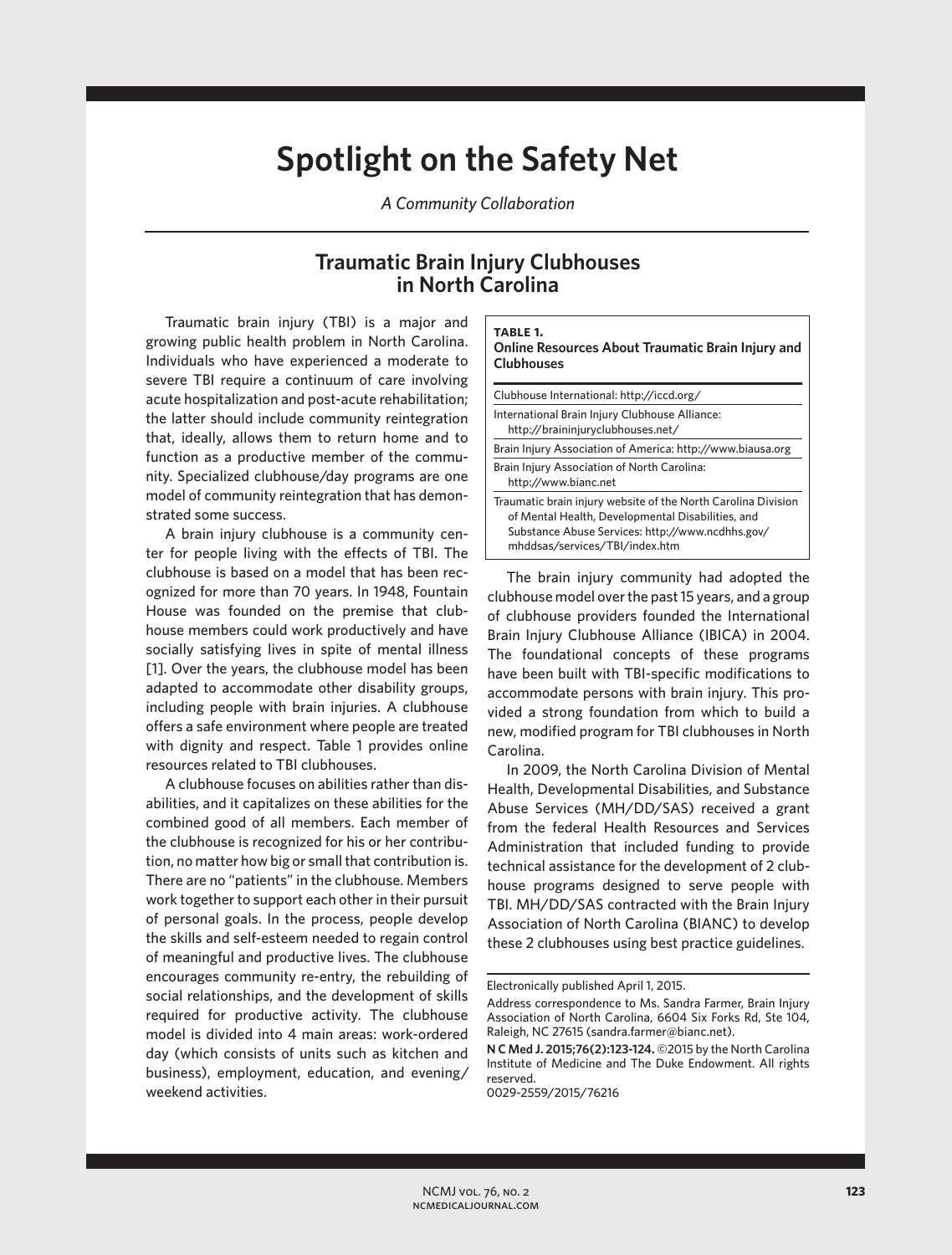# Spotlight on the Safety Net

*A Community Collaboration*

## Traumatic Brain Injury Clubhouses in North Carolina

Traumatic brain injury (TBI) is a major and growing public health problem in North Carolina. Individuals who have experienced a moderate to severe TBI require a continuum of care involving acute hospitalization and post-acute rehabilitation; the latter should include community reintegration that, ideally, allows them to return home and to function as a productive member of the community. Specialized clubhouse/day programs are one model of community reintegration that has demonstrated some success.

A brain injury clubhouse is a community center for people living with the effects of TBI. The clubhouse is based on a model that has been recognized for more than 70 years. In 1948, Fountain House was founded on the premise that clubhouse members could work productively and have socially satisfying lives in spite of mental illness [1]. Over the years, the clubhouse model has been adapted to accommodate other disability groups, including people with brain injuries. A clubhouse offers a safe environment where people are treated with dignity and respect. Table 1 provides online resources related to TBI clubhouses.

A clubhouse focuses on abilities rather than disabilities, and it capitalizes on these abilities for the combined good of all members. Each member of the clubhouse is recognized for his or her contribution, no matter how big or small that contribution is. There are no "patients" in the clubhouse. Members work together to support each other in their pursuit of personal goals. In the process, people develop the skills and self-esteem needed to regain control of meaningful and productive lives. The clubhouse encourages community re-entry, the rebuilding of social relationships, and the development of skills required for productive activity. The clubhouse model is divided into 4 main areas: work-ordered day (which consists of units such as kitchen and business), employment, education, and evening/weekend activities.

**TABLE 1.**
**Online Resources About Traumatic Brain Injury and Clubhouses**

| |
|---|
| Clubhouse International: http://iccd.org/ |
| International Brain Injury Clubhouse Alliance: http://braininjuryclubhouses.net/ |
| Brain Injury Association of America: http://www.biausa.org |
| Brain Injury Association of North Carolina: http://www.bianc.net |
| Traumatic brain injury website of the North Carolina Division of Mental Health, Developmental Disabilities, and Substance Abuse Services: http://www.ncdhhs.gov/mhddsas/services/TBI/index.htm |

The brain injury community had adopted the clubhouse model over the past 15 years, and a group of clubhouse providers founded the International Brain Injury Clubhouse Alliance (IBICA) in 2004. The foundational concepts of these programs have been built with TBI-specific modifications to accommodate persons with brain injury. This provided a strong foundation from which to build a new, modified program for TBI clubhouses in North Carolina.

In 2009, the North Carolina Division of Mental Health, Developmental Disabilities, and Substance Abuse Services (MH/DD/SAS) received a grant from the federal Health Resources and Services Administration that included funding to provide technical assistance for the development of 2 clubhouse programs designed to serve people with TBI. MH/DD/SAS contracted with the Brain Injury Association of North Carolina (BIANC) to develop these 2 clubhouses using best practice guidelines.

---

Electronically published April 1, 2015.

Address correspondence to Ms. Sandra Farmer, Brain Injury Association of North Carolina, 6604 Six Forks Rd, Ste 104, Raleigh, NC 27615 (sandra.farmer@bianc.net).

**N C Med J. 2015;76(2):123-124.** ©2015 by the North Carolina Institute of Medicine and The Duke Endowment. All rights reserved.
0029-2559/2015/76216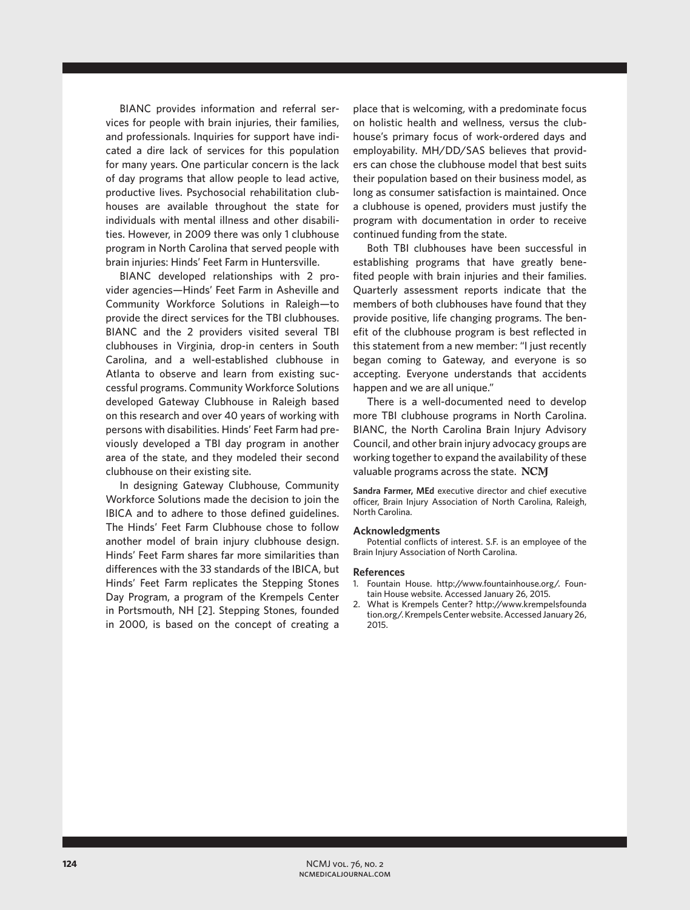BIANC provides information and referral services for people with brain injuries, their families, and professionals. Inquiries for support have indicated a dire lack of services for this population for many years. One particular concern is the lack of day programs that allow people to lead active, productive lives. Psychosocial rehabilitation clubhouses are available throughout the state for individuals with mental illness and other disabilities. However, in 2009 there was only 1 clubhouse program in North Carolina that served people with brain injuries: Hinds' Feet Farm in Huntersville.

BIANC developed relationships with 2 provider agencies—Hinds' Feet Farm in Asheville and Community Workforce Solutions in Raleigh—to provide the direct services for the TBI clubhouses. BIANC and the 2 providers visited several TBI clubhouses in Virginia, drop-in centers in South Carolina, and a well-established clubhouse in Atlanta to observe and learn from existing successful programs. Community Workforce Solutions developed Gateway Clubhouse in Raleigh based on this research and over 40 years of working with persons with disabilities. Hinds' Feet Farm had previously developed a TBI day program in another area of the state, and they modeled their second clubhouse on their existing site.

In designing Gateway Clubhouse, Community Workforce Solutions made the decision to join the IBICA and to adhere to those defined guidelines. The Hinds' Feet Farm Clubhouse chose to follow another model of brain injury clubhouse design. Hinds' Feet Farm shares far more similarities than differences with the 33 standards of the IBICA, but Hinds' Feet Farm replicates the Stepping Stones Day Program, a program of the Krempels Center in Portsmouth, NH [2]. Stepping Stones, founded in 2000, is based on the concept of creating a place that is welcoming, with a predominate focus on holistic health and wellness, versus the clubhouse's primary focus of work-ordered days and employability. MH/DD/SAS believes that providers can chose the clubhouse model that best suits their population based on their business model, as long as consumer satisfaction is maintained. Once a clubhouse is opened, providers must justify the program with documentation in order to receive continued funding from the state.

Both TBI clubhouses have been successful in establishing programs that have greatly benefited people with brain injuries and their families. Quarterly assessment reports indicate that the members of both clubhouses have found that they provide positive, life changing programs. The benefit of the clubhouse program is best reflected in this statement from a new member: "I just recently began coming to Gateway, and everyone is so accepting. Everyone understands that accidents happen and we are all unique."

There is a well-documented need to develop more TBI clubhouse programs in North Carolina. BIANC, the North Carolina Brain Injury Advisory Council, and other brain injury advocacy groups are working together to expand the availability of these valuable programs across the state. NCMJ

**Sandra Farmer, MEd** executive director and chief executive officer, Brain Injury Association of North Carolina, Raleigh, North Carolina.

## Acknowledgments

Potential conflicts of interest. S.F. is an employee of the Brain Injury Association of North Carolina.

## References

1. Fountain House. http://www.fountainhouse.org/. Fountain House website. Accessed January 26, 2015.
2. What is Krempels Center? http://www.krempelsfoundation.org/. Krempels Center website. Accessed January 26, 2015.